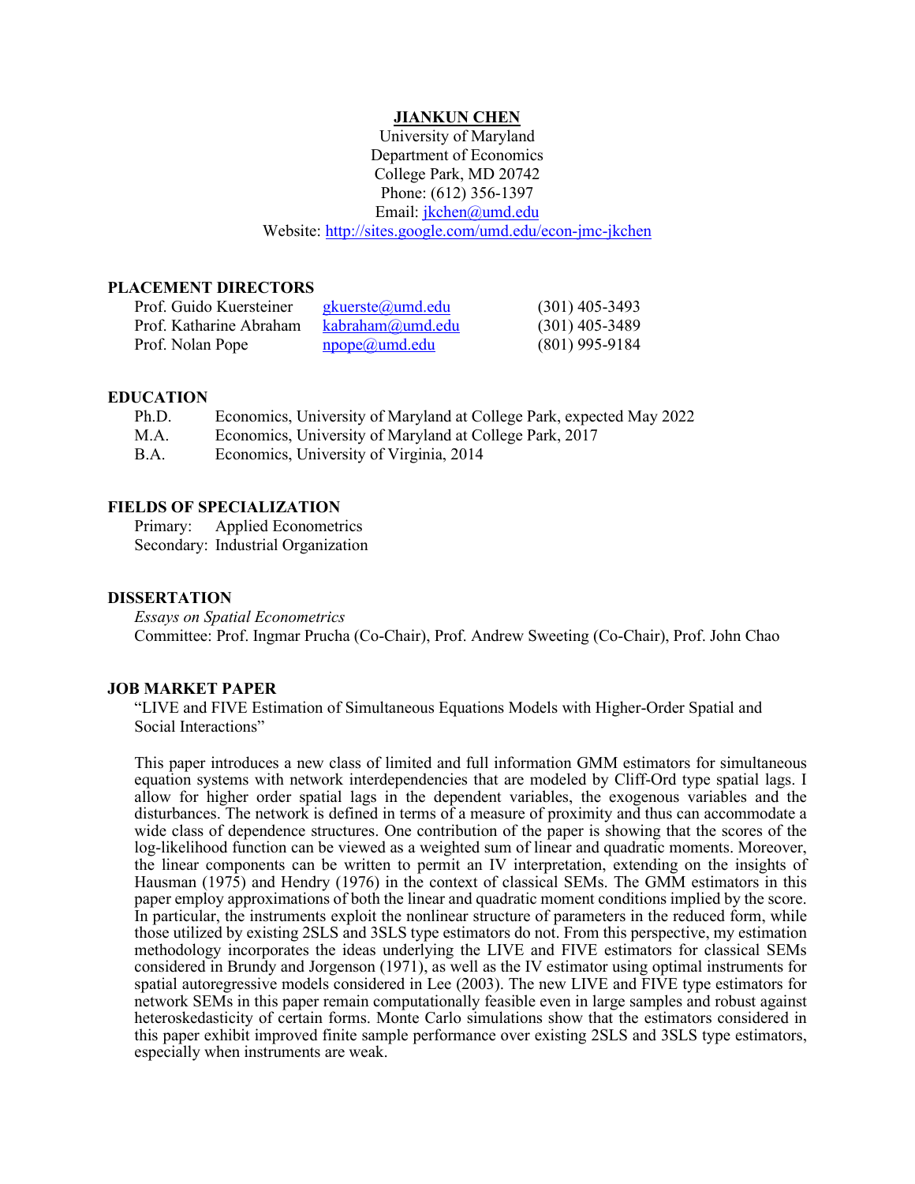# JIANKUN CHEN

University of Maryland
Department of Economics
College Park, MD 20742
Phone: (612) 356-1397
Email: jkchen@umd.edu
Website: http://sites.google.com/umd.edu/econ-jmc-jkchen

## PLACEMENT DIRECTORS

| | | |
|---|---|---|
| Prof. Guido Kuersteiner | gkuerste@umd.edu | (301) 405-3493 |
| Prof. Katharine Abraham | kabraham@umd.edu | (301) 405-3489 |
| Prof. Nolan Pope | npope@umd.edu | (801) 995-9184 |

## EDUCATION

- Ph.D. Economics, University of Maryland at College Park, expected May 2022
- M.A. Economics, University of Maryland at College Park, 2017
- B.A. Economics, University of Virginia, 2014

## FIELDS OF SPECIALIZATION

Primary: Applied Econometrics
Secondary: Industrial Organization

## DISSERTATION

*Essays on Spatial Econometrics*
Committee: Prof. Ingmar Prucha (Co-Chair), Prof. Andrew Sweeting (Co-Chair), Prof. John Chao

## JOB MARKET PAPER

"LIVE and FIVE Estimation of Simultaneous Equations Models with Higher-Order Spatial and Social Interactions"

This paper introduces a new class of limited and full information GMM estimators for simultaneous equation systems with network interdependencies that are modeled by Cliff-Ord type spatial lags. I allow for higher order spatial lags in the dependent variables, the exogenous variables and the disturbances. The network is defined in terms of a measure of proximity and thus can accommodate a wide class of dependence structures. One contribution of the paper is showing that the scores of the log-likelihood function can be viewed as a weighted sum of linear and quadratic moments. Moreover, the linear components can be written to permit an IV interpretation, extending on the insights of Hausman (1975) and Hendry (1976) in the context of classical SEMs. The GMM estimators in this paper employ approximations of both the linear and quadratic moment conditions implied by the score. In particular, the instruments exploit the nonlinear structure of parameters in the reduced form, while those utilized by existing 2SLS and 3SLS type estimators do not. From this perspective, my estimation methodology incorporates the ideas underlying the LIVE and FIVE estimators for classical SEMs considered in Brundy and Jorgenson (1971), as well as the IV estimator using optimal instruments for spatial autoregressive models considered in Lee (2003). The new LIVE and FIVE type estimators for network SEMs in this paper remain computationally feasible even in large samples and robust against heteroskedasticity of certain forms. Monte Carlo simulations show that the estimators considered in this paper exhibit improved finite sample performance over existing 2SLS and 3SLS type estimators, especially when instruments are weak.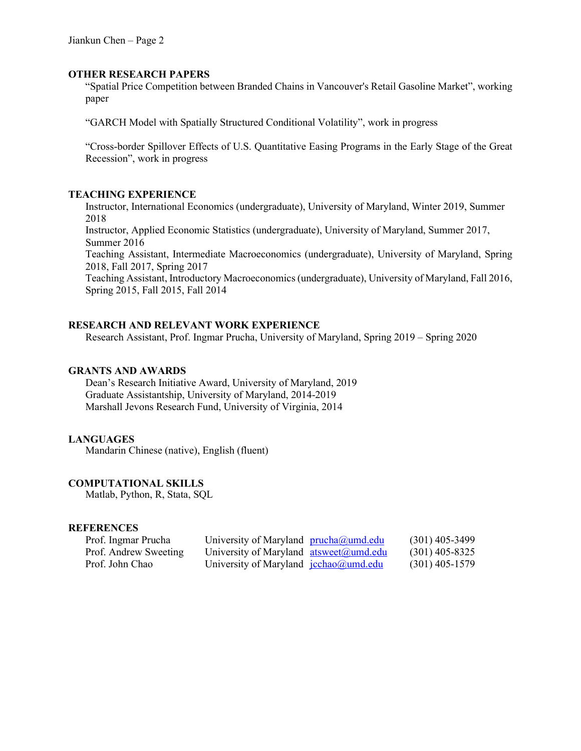## OTHER RESEARCH PAPERS

"Spatial Price Competition between Branded Chains in Vancouver's Retail Gasoline Market", working paper

"GARCH Model with Spatially Structured Conditional Volatility", work in progress

"Cross-border Spillover Effects of U.S. Quantitative Easing Programs in the Early Stage of the Great Recession", work in progress

## TEACHING EXPERIENCE

Instructor, International Economics (undergraduate), University of Maryland, Winter 2019, Summer 2018
Instructor, Applied Economic Statistics (undergraduate), University of Maryland, Summer 2017, Summer 2016
Teaching Assistant, Intermediate Macroeconomics (undergraduate), University of Maryland, Spring 2018, Fall 2017, Spring 2017
Teaching Assistant, Introductory Macroeconomics (undergraduate), University of Maryland, Fall 2016, Spring 2015, Fall 2015, Fall 2014

## RESEARCH AND RELEVANT WORK EXPERIENCE

Research Assistant, Prof. Ingmar Prucha, University of Maryland, Spring 2019 – Spring 2020

## GRANTS AND AWARDS

Dean's Research Initiative Award, University of Maryland, 2019
Graduate Assistantship, University of Maryland, 2014-2019
Marshall Jevons Research Fund, University of Virginia, 2014

## LANGUAGES

Mandarin Chinese (native), English (fluent)

## COMPUTATIONAL SKILLS

Matlab, Python, R, Stata, SQL

## REFERENCES

| | | | |
|---|---|---|---|
| Prof. Ingmar Prucha | University of Maryland | prucha@umd.edu | (301) 405-3499 |
| Prof. Andrew Sweeting | University of Maryland | atsweet@umd.edu | (301) 405-8325 |
| Prof. John Chao | University of Maryland | jcchao@umd.edu | (301) 405-1579 |